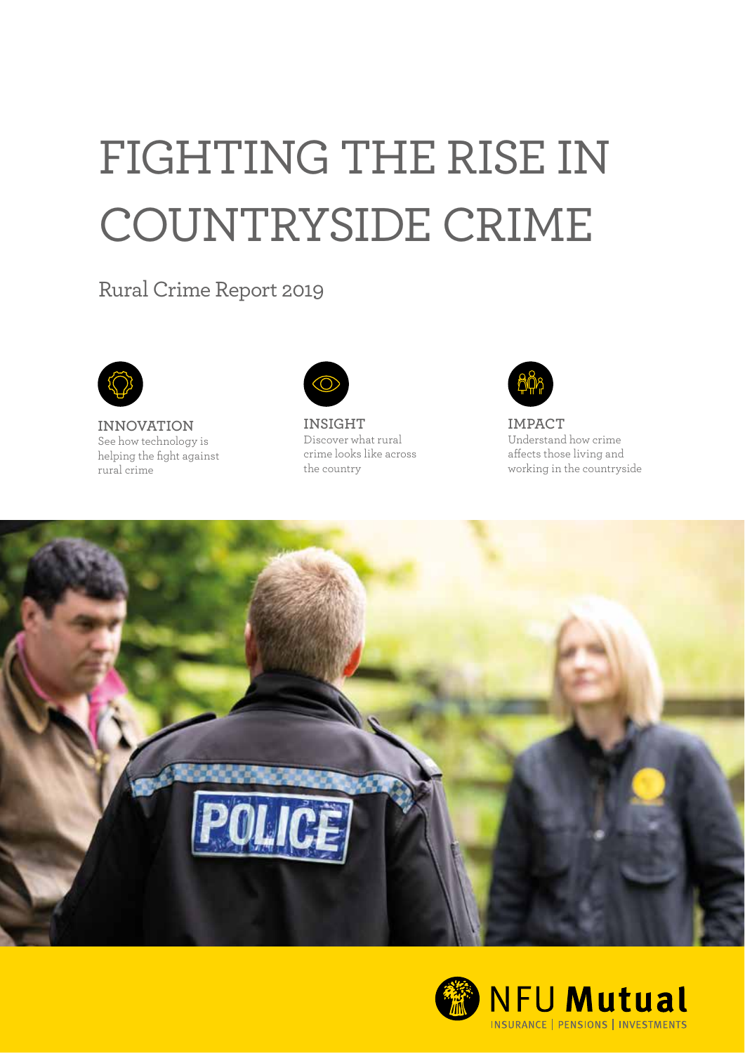# FIGHTING THE RISE IN COUNTRYSIDE CRIME

## Rural Crime Report 2019

**INNOVATION**
See how technology is helping the fight against rural crime

**INSIGHT**
Discover what rural crime looks like across the country

**IMPACT**
Understand how crime affects those living and working in the countryside

NFU Mutual
INSURANCE | PENSIONS | INVESTMENTS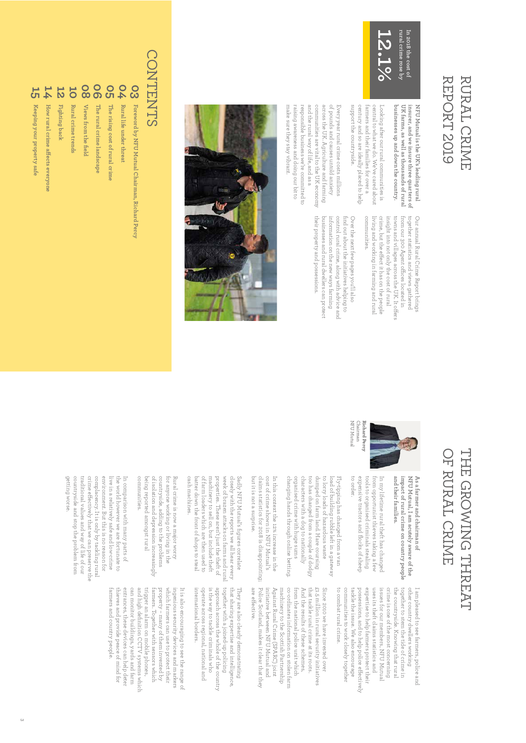# RURAL CRIME REPORT 2019

In 2018 the cost of rural crime rose by

**12.1%**

**NFU Mutual is the UK's leading rural insurer, and we insure three quarters of UK farms, as well as thousands of rural businesses up and down the country.**

Looking after our rural communities is central to what we do. We've cared about farmers and their families for over a century and so are ideally placed to help support the countryside.

Every year rural crime costs millions of pounds and causes untold anxiety across the UK. Agriculture and farming communities are vital to the UK economy and the rural way of life, and as a responsible business we're committed to raising awareness and doing our bit to make sure they stay vibrant.

Our annual Rural Crime Report brings together statistics and views gathered from our 300 Agent offices located in towns and villages across the UK. It offers insight into not only the cost of rural crime, but the effect it has on the people living and working in farming and rural communities.

Over the next few pages you'll also find out about the initiatives helping to control rural crime, along with advice and information on the new ways farming businesses and rural dwellers can protect their property and possessions.

## CONTENTS

**03** Foreword by NFU Mutual Chairman, Richard Percy

**04** Rural life under threat

**05** The rising cost of rural crime

**06** The rural crime landscape

**08** Views from the field

**10** Rural crime trends

**12** Fighting back

**14** How rural crime affects everyone

**15** Keeping your property safe

# THE GROWING THREAT OF RURAL CRIME

**Richard Percy**
Chairman
NFU Mutual

**As a farmer and chairman of NFU Mutual, I am acutely aware of the impact of rural crime on country people and their families.**

In my lifetime rural theft has changed from opportunist thieves taking a few tools to organised criminals stealing expensive tractors and flocks of sheep to order.

Fly-tipping has changed from a van load of building rubble left in a gateway to lorry loads of hazardous waste dumped on farm land. Hare coursing too has changed from a couple of dodgy characters with a dog to nationally organised crime with huge sums changing hands through online betting.

In this context the 12% increase in the cost of crime shown in NFU Mutual's claims statistics for 2018 is disappointing, but it is not a surprise.

Sadly NFU Mutual's figures correlate closely with the reports we all hear every week of brazen attacks on farms and rural properties. These aren't just the theft of machinery to sell on, but include theft of farm loaders which are then used to batter down the front of shops to steal cash machines.

Rural crime is now a major worry for anyone working or living in the countryside, adding to the problems of isolation and depression increasingly being reported amongst rural communities.

In comparison with many parts of the world however we are fortunate to live in a relatively safe and low-crime environment. But this is no reason for complacency. It is only by tackling rural crime effectively that we can preserve the traditional values and way of life of our countryside and stop the problem from getting worse.

I am pleased to see farmers, police and other country dwellers working together to stem the tide of crime in the countryside. Knowing that rural crime is one of the most concerning issues for our members, NFU Mutual uses its theft claims statistics and expertise to help farmers protect their possessions, and to help police effectively tackle the issue. We also encourage communities to work closely together to combat rural crime.

Since 2010 we have invested over £1.5 million in rural security initiatives that tackle rural crime at its roots. And the results of these schemes, from the national police unit which co-ordinates information on stolen farm machinery to the Scottish Partnership Against Rural Crime (SPARC) joint initiative between NFU Mutual and Police Scotland, makes it clear that they are effective.

They are also clearly demonstrating that sharing expertise and intelligence, together with a joined-up policing approach across the whole of the country is the way to tackle criminals who operate across regional, national and international borders.

It is also encouraging to see the range of ingenious security devices and markers which farmers can use to protect their property – many of them invented by farmers. Together with sensors which trigger an alarm on mobile phones, and high definition CCTV systems which can monitor buildings, yards and farm entrances, these devices can help deter thieves and provide peace of mind for farmers and country people.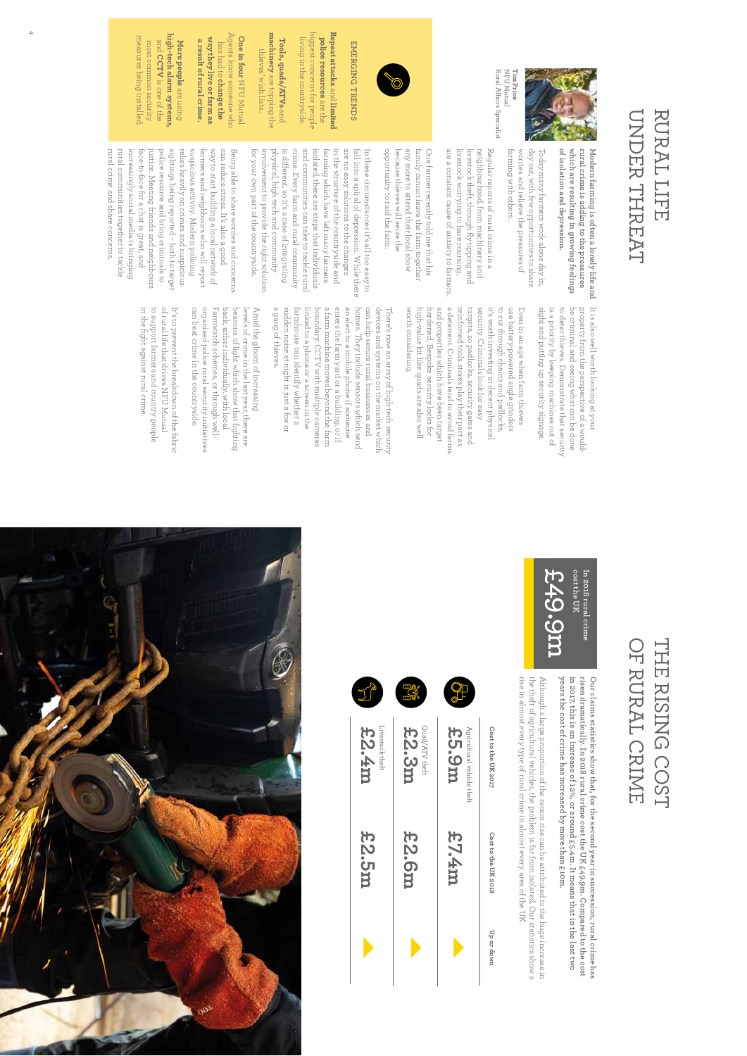# RURAL LIFE UNDER THREAT

**Modern farming is often a lonely life and rural crime is adding to the pressures which are resulting in growing feelings of isolation and depression.**

Tim Price
NFU Mutual
Rural Affairs Specialist

Today many farmers work alone day in, day out, with few opportunities to share worries and relieve the pressures of farming with others.

Regular reports of rural crime in a neighbourhood, from machinery and livestock theft, through fly tipping and livestock worrying to hare coursing, are a constant cause of anxiety to farmers.

One farmer recently told me that his family cannot leave the farm together any more to attend their local show because thieves will seize the opportunity to raid the farm.

In these circumstances it's all too easy to fall into a spiral of depression. While there are no easy solutions to the changes in the structure of the countryside and farming which have left many farmers isolated, there are steps that individuals and communities can take to tackle rural crime. Every farm and rural community is different, so it's a case of integrating physical, high-tech and community involvement to provide the right solution for your own part of the countryside.

Being able to share worries and concerns can reduce stress. It's also a good way to start building a local network of farmers and neighbours who will report suspicious activity. Modern policing relies heavily on crimes and suspicious sightings being reported – both to target police resource and bring criminals to justice. Meeting friends and neighbours face-to-face for a chat is great, and increasingly social media is bringing rural communities together to tackle rural crime and share concerns.

It is also well worth looking at your property from the perspective of a would-be criminal and seeing what can be done to deter thieves. Demonstrate that security is a priority by keeping machines out of sight and putting up security signage.

Even in an age when farm thieves use battery-powered angle grinders to cut through chains and padlocks, it's worth investing in decent physical security. Criminals look for easy targets, so padlocks, security gates and reinforced tools stores play their part as a deterrent. Criminals tend to avoid farms and properties which have been target hardened. Bespoke security locks for high-value kit like quads are also well worth considering.

There's now an array of high-tech security devices and systems on the market which can help secure rural businesses and homes. They include sensors which send an alert to a mobile phone if someone enters the farmyard or a building, or if a farm machine moves beyond the farm boundary. CCTV with multiple cameras linked to a phone or a screen in the farmhouse can identify whether a sudden noise at night is just a fox or a gang of thieves.

Amid the gloom of increasing levels of crime in the last year, there are beacons of light which show that fighting back, either individually, with local Farmwatch schemes, or through well-organised police rural security initiatives can beat crime in the countryside.

It's to prevent the breakdown of the fabric of rural life that drives NFU Mutual to support farmers and country people in the fight against rural crime.

## EMERGING TRENDS

**Repeat attacks** and **limited police resources** are the biggest concerns for people living in the countryside.

**Tools, quads/ATVs** and **machinery** are topping the thieves' wish lists.

**One in four** NFU Mutual Agents know someone who has had to **change the way they live or farm as a result of rural crime.**

**More people** are using **high-tech alarm systems,** and **CCTV** is one of the most common security measures being installed.

# THE RISING COST OF RURAL CRIME

**Our claims statistics show that, for the second year in succession, rural crime has risen dramatically. In 2018 rural crime cost the UK £49.9m. Compared to the cost in 2017, this is an increase of 12%, or around £5.4m. It means that in the last two years the cost of crime has increased by more than £10m.**

Although a large proportion of the recent rise can be attributed to the huge increase in the theft of agricultural vehicles, the problem is far from isolated. Our statistics show a rise in almost every type of rural crime in almost every area of the UK.

In 2018 rural crime cost the UK **£49.9m**

| | Cost to the UK 2017 | Cost to the UK 2018 | Up or down |
|---|---|---|---|
| Agricultural vehicle theft | £5.9m | £7.4m | Up |
| Quad/ATV theft | £2.3m | £2.6m | Up |
| Livestock theft | £2.4m | £2.5m | Up |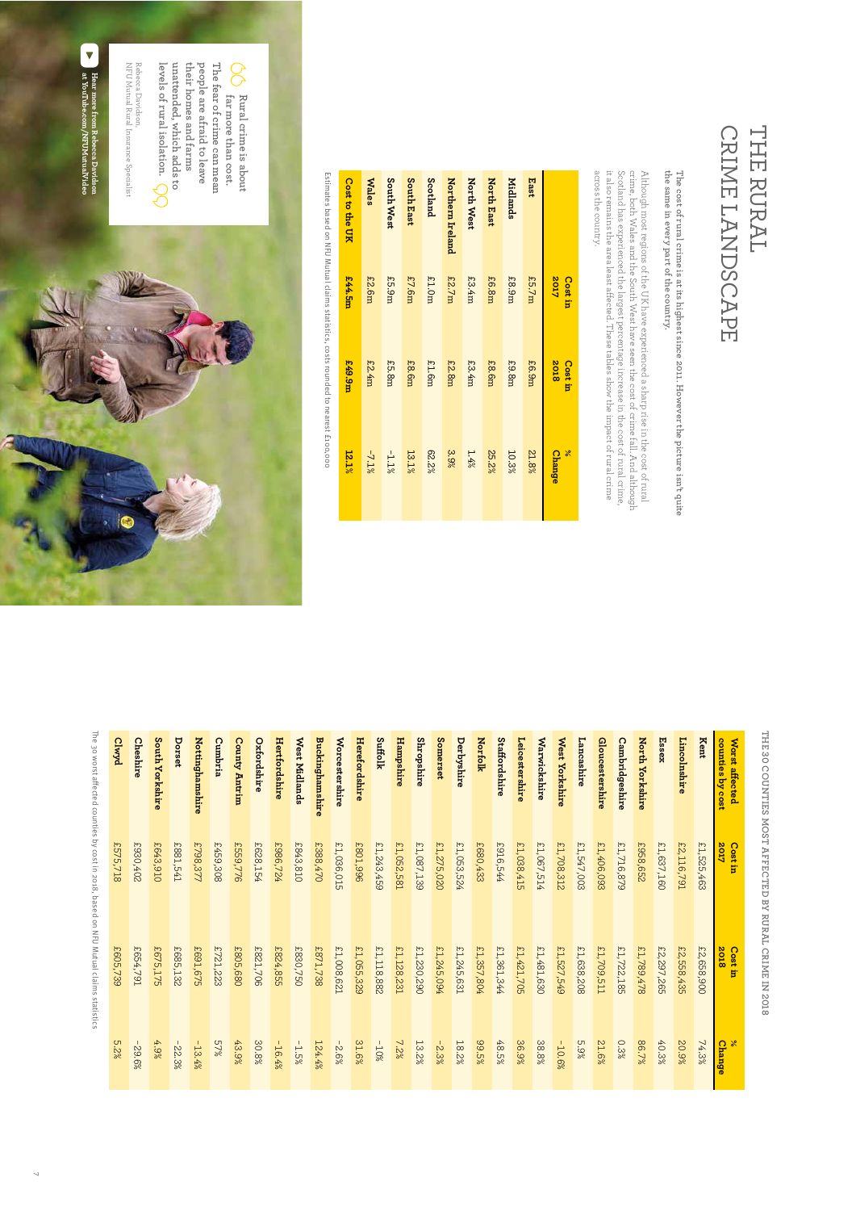# THE RURAL CRIME LANDSCAPE

**The cost of rural crime is at its highest since 2011. However the picture isn't quite the same in every part of the country.**

Although most regions of the UK have experienced a sharp rise in the cost of rural crime, both Wales and the South West have seen the cost of crime fall. And although Scotland has experienced the largest percentage increase in the cost of rural crime, it also remains the area least affected. These tables show the impact of rural crime across the country.

| | Cost in 2017 | Cost in 2018 | % Change |
|---|---|---|---|
| **East** | £5.7m | £6.9m | 21.8% |
| **Midlands** | £8.9m | £9.8m | 10.3% |
| **North East** | £6.8m | £8.6m | 25.2% |
| **North West** | £3.4m | £3.4m | 1.4% |
| **Northern Ireland** | £2.7m | £2.8m | 3.9% |
| **Scotland** | £1.0m | £1.6m | 62.2% |
| **South East** | £7.6m | £8.6m | 13.1% |
| **South West** | £5.9m | £5.8m | -1.1% |
| **Wales** | £2.6m | £2.4m | -7.1% |
| **Cost to the UK** | **£44.5m** | **£49.9m** | **12.1%** |

Estimate based on NFU Mutual claims statistics, costs rounded to nearest £100,000

> **Rural crime is about far more than cost. The fear of crime can mean people are afraid to leave their homes and farms unattended, which adds to levels of rural isolation.**
>
> Rebecca Davidson,
> NFU Mutual Rural Insurance Specialist

**Hear more from Rebecca Davidson at YouTube.com/NFUMutualVideo**

## THE 30 COUNTIES MOST AFFECTED BY RURAL CRIME IN 2018

| Worst affected counties by cost | Cost in 2017 | Cost in 2018 | % Change |
|---|---|---|---|
| **Kent** | £1,525,463 | £2,658,900 | 74.3% |
| **Lincolnshire** | £2,116,791 | £2,558,435 | 20.9% |
| **Essex** | £1,637,160 | £2,297,265 | 40.3% |
| **North Yorkshire** | £958,652 | £1,789,478 | 86.7% |
| **Cambridgeshire** | £1,716,879 | £1,722,185 | 0.3% |
| **Gloucestershire** | £1,406,093 | £1,709,511 | 21.6% |
| **Lancashire** | £1,547,003 | £1,638,208 | 5.9% |
| **West Yorkshire** | £1,708,312 | £1,527,549 | -10.6% |
| **Warwickshire** | £1,067,514 | £1,481,630 | 38.8% |
| **Leicestershire** | £1,038,415 | £1,421,705 | 36.9% |
| **Staffordshire** | £916,544 | £1,361,344 | 48.5% |
| **Norfolk** | £680,433 | £1,357,804 | 99.5% |
| **Derbyshire** | £1,053,524 | £1,245,631 | 18.2% |
| **Somerset** | £1,275,020 | £1,245,094 | -2.3% |
| **Shropshire** | £1,087,139 | £1,230,290 | 13.2% |
| **Hampshire** | £1,052,581 | £1,128,231 | 7.2% |
| **Suffolk** | £1,243,459 | £1,118,882 | -10% |
| **Herefordshire** | £801,996 | £1,055,329 | 31.6% |
| **Worcestershire** | £1,036,015 | £1,008,621 | -2.6% |
| **Buckinghamshire** | £388,470 | £871,738 | 124.4% |
| **West Midlands** | £843,810 | £830,750 | -1.5% |
| **Hertfordshire** | £986,724 | £824,855 | -16.4% |
| **Oxfordshire** | £628,154 | £821,706 | 30.8% |
| **County Antrim** | £559,776 | £805,680 | 43.9% |
| **Cumbria** | £459,308 | £721,223 | 57% |
| **Nottinghamshire** | £798,377 | £691,675 | -13.4% |
| **Dorset** | £881,541 | £685,132 | -22.3% |
| **South Yorkshire** | £643,910 | £675,175 | 4.9% |
| **Cheshire** | £930,402 | £654,791 | -29.6% |
| **Clwyd** | £575,718 | £605,739 | 5.2% |

The 30 worst affected counties by cost in 2018, based on NFU Mutual claims statistics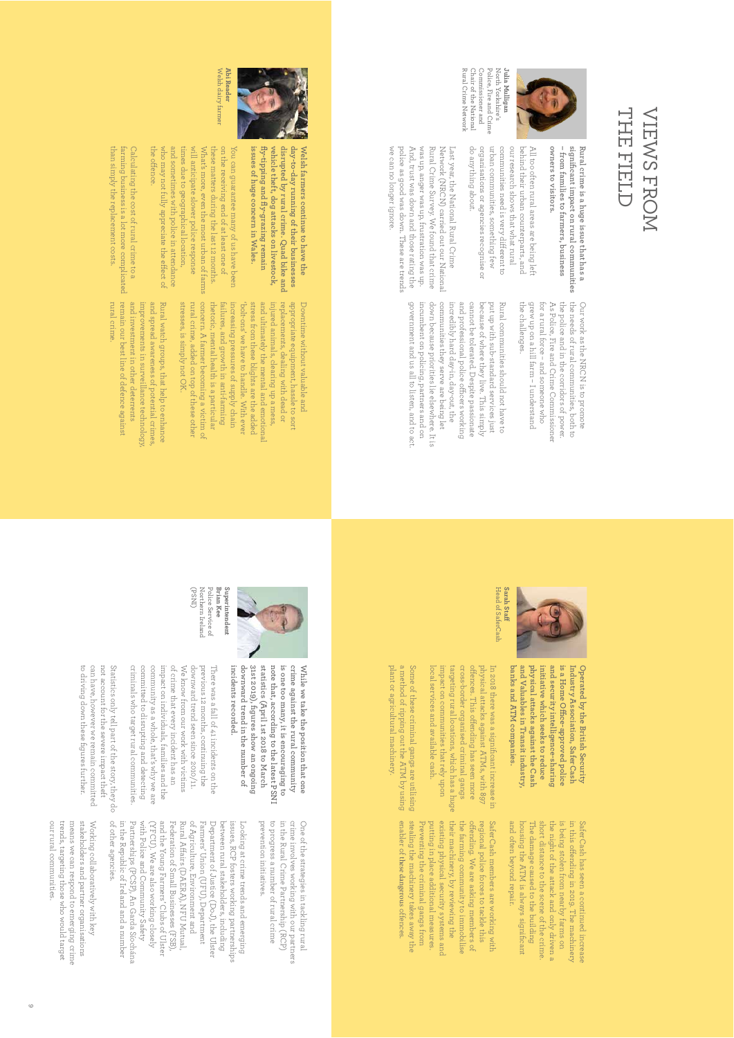# VIEWS FROM THE FIELD

**Julia Mulligan**
North Yorkshire's Police, Fire and Crime Commissioner and Chair of the National Rural Crime Network

**Rural crime is a huge issue that has a significant impact on rural communities – from families to farmers, business owners to visitors.**

All too often rural areas are being left behind their urban counterparts, and our research shows that what rural communities need is very different to urban communities, something few organisations or agencies recognise or do anything about.

Last year, the National Rural Crime Network (NRCN) carried out our National Rural Crime Survey. We found that crime was up, anger was up, frustration was up. And, trust was down and those rating the police as good was down. These are trends we can no longer ignore.

Our work as the NRCN is to promote the needs of rural communities, both to the police and in the corridors of power. As Police, Fire and Crime Commissioner for a rural force – and someone who grew up on a hill farm – I understand the challenges.

Rural communities should not have to put up with sub-standard services just because of where they live. This simply cannot be tolerated. Despite passionate and professional police officers working incredibly hard day-in, day-out, the communities they serve are being let down because priorities lie elsewhere. It is incumbent on policing, partners and on government and us all to listen, and to act.

**Abi Reader**
Welsh dairy farmer

**Welsh farmers continue to have the day-to-day running of their businesses disrupted by rural crime. Quad bike and vehicle theft, dog attacks on livestock, fly-tipping and fly-grazing remain issues of huge concern in Wales.**

You can guarantee many of us have been on the receiving end of at least one of these matters during the last 12 months. What's more, even the most urban of farms will anticipate slower police response times due to geographical location, and sometimes with police in attendance who may not fully appreciate the effect of the offence.

Calculating the cost of rural crime to a farming business is a lot more complicated than simply the replacement costs.

Downtime without valuable and appropriate equipment, hassle to sort replacements, dealing with dead or injured animals, clearing up a mess, and ultimately the mental and emotional stress from these blights are the added 'bolt-ons' we have to handle. With ever increasing pressures of supply chain failures, and growth in anti-farming rhetoric, mental health is a particular concern. A farmer becoming a victim of rural crime, added on top of these other stresses, is simply not OK.

Rural watch groups, that help to enhance and spread awareness of potential crimes, improvements in surveillance technology, and investment in other deterrents remain our best line of defence against rural crime.

**Sarah Staff**
Head of SaferCash

**Operated by the British Security Industry Association, SaferCash is a Home Office-approved police and security intelligence-sharing initiative which seeks to reduce physical attacks against the Cash and Valuables in Transit industry, banks and ATM companies.**

In 2018 there was a significant increase in physical attacks against ATMs, with 897 offences. This offending has seen more cross-border organised criminal gangs targeting rural locations, which has a huge impact on communities that rely upon local services and available cash.

Some of these criminal gangs are utilising a method of ripping out the ATM by using plant or agricultural machinery.

SaferCash has seen a continued increase in this offending in 2019. The machinery is being stolen from nearby farms on the night of the attack and only driven a short distance to the scene of the crime. The damage caused to the building housing the ATM is always significant and often beyond repair.

SaferCash members are working with regional police forces to tackle this offending. We are asking members of the farming community to immobilise their machinery, by reviewing the existing physical security systems and putting in place additional measures. Preventing the criminal gangs from stealing the machinery takes away the enabler of these dangerous offences.

**Superintendent Brian Kee**
Police Service of Northern Ireland (PSNI)

**While we take the position that one crime against the rural community is one too many, it is encouraging to note that, according to the latest PSNI statistics (April 1st 2018 to March 31st 2019), figures show an ongoing downward trend in the number of incidents recorded.**

There was a fall of 41 incidents on the previous 12 months, continuing the downward trend seen since 2010/11. We know from our work with victims of crime that every incident has an impact on individuals, families and the community as a whole, that's why we are committed to disrupting and detecting criminals who target rural communities.

Statistics only tell part of the story, they do not account for the severe impact theft can have, however we remain committed to driving down these figures further.

One of the strategies in tackling rural crime involves working with our partners in the Rural Crime Partnership (RCP) to progress a number of rural crime prevention initiatives.

Looking at crime trends and emerging issues, RCP fosters working partnerships between rural stakeholders, including Department of Justice (DoJ), the Ulster Farmers' Union (UFU), Department of Agriculture, Environment and Rural Affairs (DAERA), NFU Mutual, Federation of Small Businesses (FSB), and the Young Farmers' Clubs of Ulster (YFCU). We are also working closely with Policing and Community Safety Partnerships (PCSP), An Garda Síochána in the Republic of Ireland and a number of other agencies.

Working collaboratively with key stakeholders and partner organisations means we can respond to emerging crime trends, targeting those who would target our rural communities.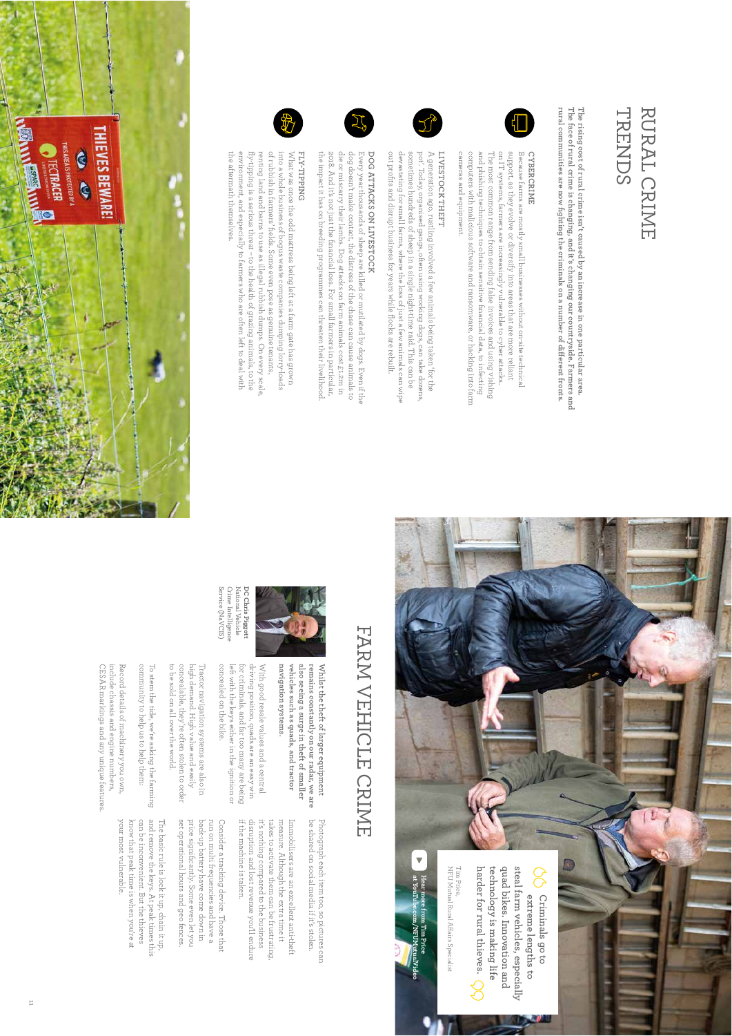# RURAL CRIME TRENDS

**The rising cost of rural crime isn't caused by an increase in one particular area. The face of rural crime is changing, and it's changing our countryside. Farmers and rural communities are now fighting the criminals on a number of different fronts.**

## CYBERCRIME

Because farms are mostly small businesses without on-site technical support, as they evolve or diversify into areas that are more reliant on IT systems, farmers are increasingly vulnerable to cyber attacks. The most common range from sending false invoices and using vishing and phishing techniques to obtain sensitive financial data, to infecting computers with malicious software and ransomware, or hacking into farm cameras and equipment.

## LIVESTOCK THEFT

A generation ago, rustling involved a few animals being taken 'for the pot'. Today, organised gangs, often using working dogs, can take dozens, sometimes hundreds of sheep in a single night-time raid. This can be devastating for small farms, where the loss of just a few animals can wipe out profits and disrupt business for years while flocks are rebuilt.

## DOG ATTACKS ON LIVESTOCK

Every year thousands of sheep are killed or mutilated by dogs. Even if the dog doesn't make contact, the distress of the chase can cause animals to die or miscarry their lambs. Dog attacks on farm animals cost £1.2m in 2018. And it's not just the financial loss. For small farmers in particular, the impact it has on breeding programmes can threaten their livelihood.

## FLY-TIPPING

What was once the odd mattress being left at a farm gate has grown into a whole business of bogus waste companies dumping lorry-loads of rubbish in farmers' fields. Some even pose as genuine tenants, renting land and barns to use as illegal rubbish dumps. On every scale, fly-tipping is a serious threat – to the health of grazing animals, to the environment, and especially to farmers who are often left to deal with the aftermath themselves.

# FARM VEHICLE CRIME

**Whilst the theft of larger equipment remains constantly on our radar, we are also seeing a surge in theft of smaller vehicles such as quads, and tractor navigation systems.**

With good resale values and a central driving position, quads are an easy win for criminals, and far too many are being left with the keys either in the ignition or concealed on the bike.

Tractor navigation systems are also in high demand. High value and easily concealable, they're often stolen to order to be sold on all over the world.

To stem the tide, we're asking the farming community to help us to help them:

Record details of machinery you own, include chassis and engine numbers, CESAR markings and any unique features.

Photograph each item too, so pictures can be shared on social media if it's stolen.

Immobilisers are an excellent anti-theft measure. Although the extra time it takes to activate them can be frustrating, it's nothing compared to the business disruption and lost revenue you'll endure if the machine is taken.

Consider a tracking device. Those that run on multi frequencies and have a back-up battery have come down in price significantly. Some even let you set operational hours and geo fences.

The basic rule is lock it up, chain it up, and remove the keys. At peak times this can be inconvenient. But the thieves know that peak time is when you're at your most vulnerable.

**DC Chris Piggott**
National Vehicle Crime Intelligence Service (NaVCIS)

> Criminals go to extreme lengths to steal farm vehicles, especially quad bikes. Innovation and technology is making life harder for rural thieves.
>
> Tim Price,
> NFU Mutual Rural Affairs Specialist

**Hear more from Tim Price at YouTube.com/NFUMutualVideo**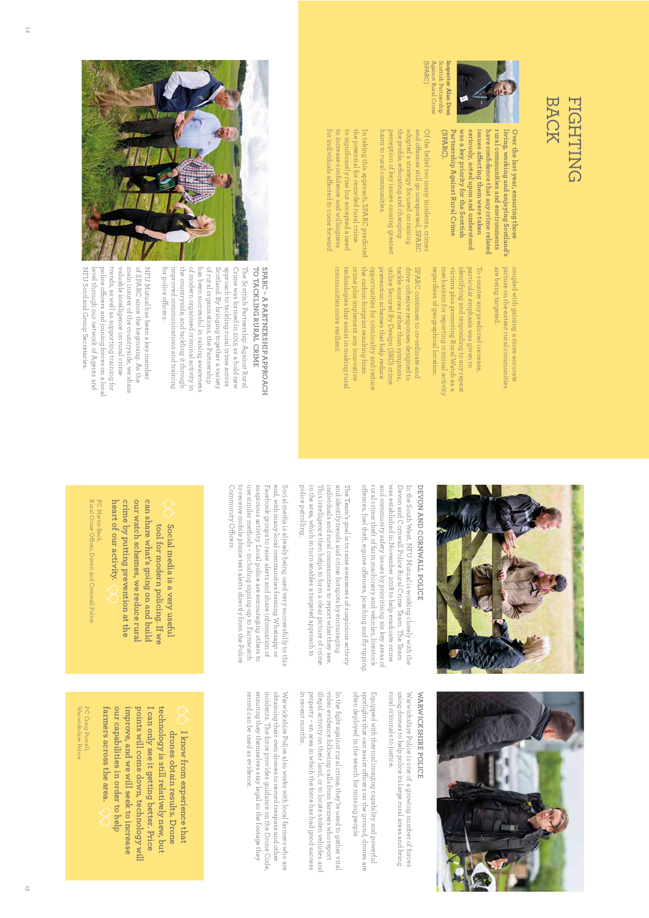# FIGHTING BACK

**Inspector Alan Dron**
Scottish Partnership Against Rural Crime (SPARC)

**Over the last year, ensuring those living, working and enjoying Scotland's rural communities and environments have confidence that any crime related issues affecting them were taken seriously, acted upon and understood was a key priority for the Scottish Partnership Against Rural Crime (SPARC).**

Of the belief too many incidents, crimes and offences still go unreported, SPARC adopted a strategy focused on raising the profile, educating and changing perception of key issues causing greatest harm to rural communities.

In taking this approach, SPARC predicted the potential for recorded rural crime to significantly rise but accepted a need to increase confidence and willingness for individuals affected to come forward coupled with gaining a more accurate picture on the extent rural communities are being targeted.

To counter any predicted increase, particular emphasis was given to identifying and responding to any repeat victims plus promoting Rural Watch as a mechanism for reporting criminal activity regardless of geographical location.

SPARC continues to co-ordinate and drive cohesive responses designed to tackle sources rather than symptoms, utilise Secured By Design (SBD) crime prevention schemes that help reduce opportunities for criminality and reduce the carbon footprint resulting from crime plus implement any innovative technologies that assist in making rural communities more resilient.

## SPARC – A PARTNERSHIP APPROACH TO TACKLING RURAL CRIME

The Scottish Partnership Against Rural Crime was formed in 2015 as a bold new approach to tackling rural crime across Scotland. By bringing together a variety of rural organisations, the Partnership has been successful in raising awareness of modern organised criminal activity in the countryside, and tackling it through improved communications and training for police officers.

NFU Mutual has been a key member of SPARC since the beginning. As the main insurer of the countryside, we share valuable intelligence on rural crime trends, as well as supporting training for police officers and joining forces on a local level through our network of Agents and NFU Scotland Group Secretaries.

## DEVON AND CORNWALL POLICE

In the South West, NFU Mutual is working closely with the Devon and Cornwall Police Rural Crime Team. The Team was established in November 2018 to help eradicate crime and community safety issues by prioritising six key areas of rural crime: theft of farm machinery and vehicles, livestock offences, fuel theft, equine offences, poaching and fly tipping.

The Team's goal is to raise awareness of suspicious activity and identify trends and crime hotspots by encouraging individuals and rural communities to report what they see. This intelligence then helps to form a clear picture of crime in the area, which in turn enables a targeted approach to police patrolling.

Social media is already being used very successfully to this end, with many local communities forming Whatsapp or Facebook groups to raise alerts and share information of suspicious activity. Local police are encouraging others to use similar methods – including signing-up to Farmwatch to receive mobile phone text alerts directly from the Police Community Officers.

> **Social media is a very useful tool for modern policing. If we can share what's going on and build our watch schemes, we reduce rural crime by putting prevention at the heart of our activity.**
>
> PC Martin Beck
> Rural Crime Officer, Devon and Cornwall Police

## WARWICKSHIRE POLICE

Warwickshire Police is one of a growing number of forces using drones to help police its large rural areas and bring rural criminals to justice.

Equipped with thermal imaging capability and powerful spotlights that can assist officers on the ground, drones are often deployed in the search for missing people.

In the fight against rural crime, they're used to gather vital video evidence following calls from farmers who report illegal activity on their land, or to locate stolen vehicles and property – an area in which the force has had good success in recent months.

Warwickshire Police also works with local farmers who are obtaining their own drones to record trespass and other incidents. The force provides guidance on the Drone Code, ensuring they themselves stay legal so the footage they record can be used as evidence.

> **I know from experience that drones obtain results. Drone technology is still relatively new, but I can only see it getting better. Price points will come down, technology will improve, and we will seek to increase our capabilities in order to help farmers across the area.**
>
> PC Craig Purcell
> Warwickshire Police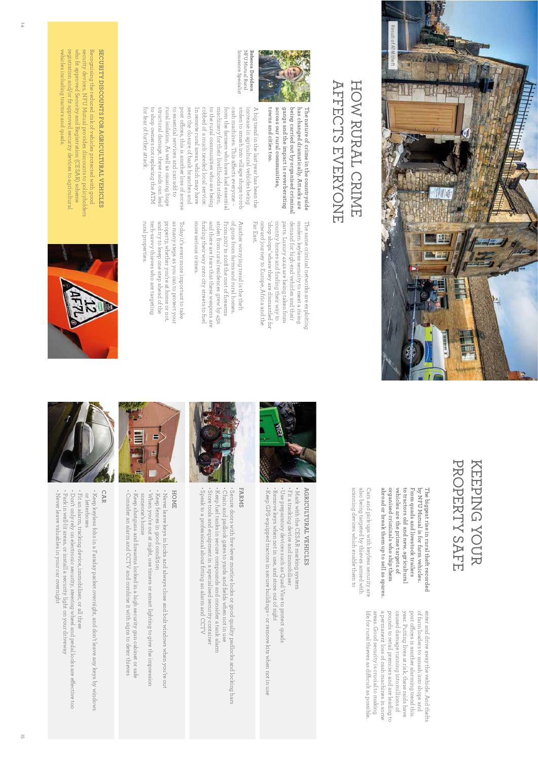# HOW RURAL CRIME AFFECTS EVERYONE

Result of ATM theft

**The nature of crime in the countryside has changed dramatically. Attacks are being carried out by organised criminal gangs and the impact is reverberating across our rural communities, towns and cities too.**

Rebecca Davidson
NFU Mutual Rural Insurance Specialist

A big trend in the last year has been the increase in agricultural vehicles being stolen to smash into village shops to rob cash machines. This affects everyone – from the farmers who have had essential machinery for their livelihoods stolen, to the rural communities who are being robbed of a much needed local service. In remote rural areas, which may have seen the closure of bank branches and post offices, this is another loss of access to essential services and can add to rural isolation. As well as causing huge structural damage, these raids can lead to shop owners not replacing the ATM for fear of further attack.

The same criminal networks are exploiting modern keyless security to meet a rising demand for high-end vehicles and their parts. Luxury 4x4s are being taken from country homes and finding their way to 'chop shops' where they are dismantled for onward journey to Europe, Africa and the Far East.

Another worrying trend is the theft of guns from farms and rural homes. From 2017 to 2018 the cost of firearms stolen from rural residences grew by 45% and there are fears that these weapons are finding their way onto city streets to fuel more serious crimes.

Today, it's even more important to take as many steps as you can to protect your property, whether you're at home or not, and try to keep one step ahead of the tech-savvy thieves who are targeting rural properties.

## SECURITY DISCOUNTS FOR AGRICULTURAL VEHICLES

Recognising the reduced risk of vehicles protected with good security devices, NFU Mutual provides discounts to policyholders who fit approved Security and Registration (CESAR) scheme registration and/or fit approved security devices to agricultural vehicles including tractors and quads.

# KEEPING YOUR PROPERTY SAFE

**The biggest rise in rural theft recorded by NFU Mutual is for farm vehicles. From quads and livestock trailers to tractors old and new, agricultural vehicles are the prime targets of organised criminals who ship them abroad or break them up to sell as spares.**

Cars and pick-ups with keyless security are also being targeted by thieves armed with scanning devices which enable them to enter and drive away the vehicle. And thefts of farm loaders to smash into shops and post offices is another alarming trend this year. Putting lives at risk, these raids have caused damage running into millions of pounds to retail premises and are leading to a permanent loss of cash machines in some areas. Good security is crucial to making life for rural thieves as difficult as possible.

### AGRICULTURAL VEHICLES

- Mark with the CESAR marking system
- Fit a tracking device and immobiliser
- Use preparatory devices such as Quad Vice to protect quads
- Remove keys when not in use, and store out of sight
- Keep GPS-equipped tractors in secure buildings – or remove kits when not in use

### FARMS

- Secure doors with five-lever mortice locks or good quality padlocks and locking bars
- Chain and padlock gates to yards and fields when not in use
- Keep fuel tanks in secure compounds and consider a tank alarm
- Store tools and equipment in a specialised security container
- Speak to a professional about fitting an alarm and CCTV

### HOME

- Never leave keys in locks and always close and bolt windows when you're out
- Keep fences in good condition
- When you're out at night, use timers or smart lighting to give the impression someone's home
- Keep shotguns and firearms locked in a high security gun cabinet or safe
- Consider an alarm and CCTV and combine it with signs to deter thieves

### CAR

- Keep keyless fobs in a Faraday pouch overnight, and don't leave any keys by windows or letterboxes
- Fit an alarm, tracking device, immobiliser, or all three
- Don't only rely on electronic security, steering wheel and pedal locks are effective too
- Park in well-lit areas, or install a security light on your driveway
- Never leave valuables in your car overnight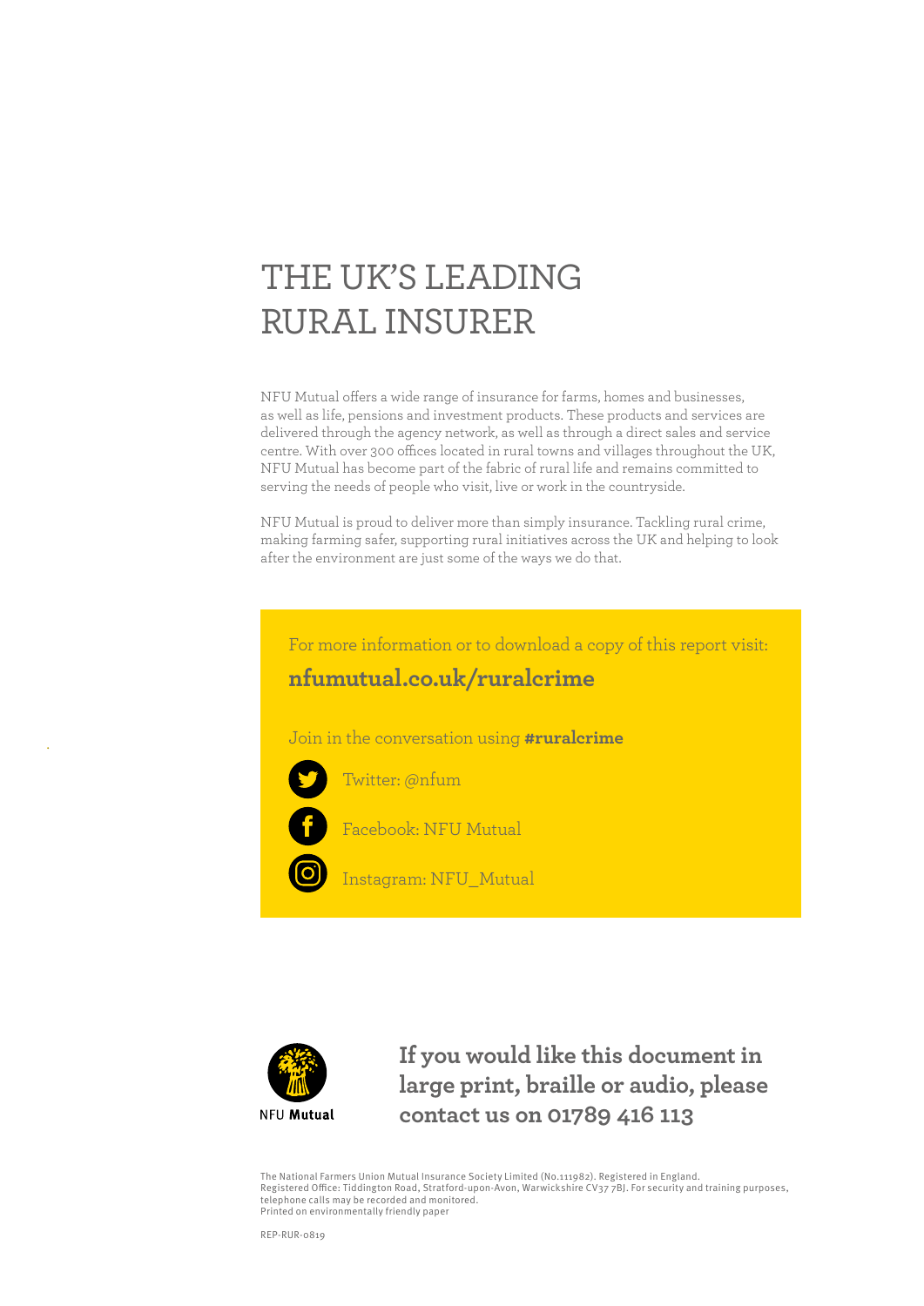# THE UK'S LEADING RURAL INSURER

NFU Mutual offers a wide range of insurance for farms, homes and businesses, as well as life, pensions and investment products. These products and services are delivered through the agency network, as well as through a direct sales and service centre. With over 300 offices located in rural towns and villages throughout the UK, NFU Mutual has become part of the fabric of rural life and remains committed to serving the needs of people who visit, live or work in the countryside.

NFU Mutual is proud to deliver more than simply insurance. Tackling rural crime, making farming safer, supporting rural initiatives across the UK and helping to look after the environment are just some of the ways we do that.

For more information or to download a copy of this report visit:

**nfumutual.co.uk/ruralcrime**

Join in the conversation using **#ruralcrime**

Twitter: @nfum

Facebook: NFU Mutual

Instagram: NFU_Mutual

NFU **Mutual**

**If you would like this document in large print, braille or audio, please contact us on 01789 416 113**

The National Farmers Union Mutual Insurance Society Limited (No.111982). Registered in England.
Registered Office: Tiddington Road, Stratford-upon-Avon, Warwickshire CV37 7BJ. For security and training purposes, telephone calls may be recorded and monitored.
Printed on environmentally friendly paper

REP-RUR-0819